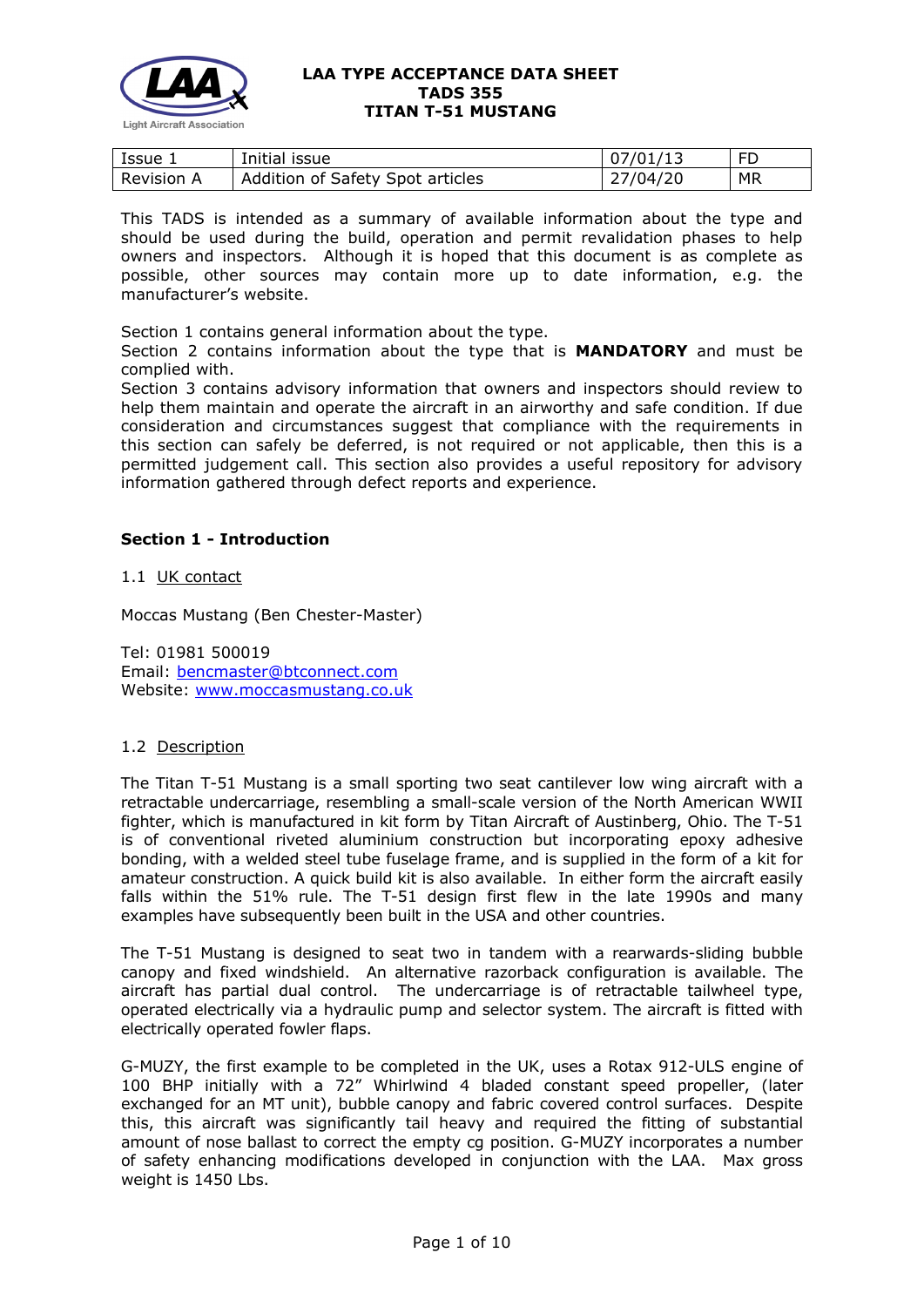**LAA TYPE ACCEPTANCE DATA SHEET**
**TADS 355**
**TITAN T-51 MUSTANG**

| Issue 1 | Initial issue | 07/01/13 | FD |
|---|---|---|---|
| Revision A | Addition of Safety Spot articles | 27/04/20 | MR |

This TADS is intended as a summary of available information about the type and should be used during the build, operation and permit revalidation phases to help owners and inspectors. Although it is hoped that this document is as complete as possible, other sources may contain more up to date information, e.g. the manufacturer's website.

Section 1 contains general information about the type.
Section 2 contains information about the type that is **MANDATORY** and must be complied with.
Section 3 contains advisory information that owners and inspectors should review to help them maintain and operate the aircraft in an airworthy and safe condition. If due consideration and circumstances suggest that compliance with the requirements in this section can safely be deferred, is not required or not applicable, then this is a permitted judgement call. This section also provides a useful repository for advisory information gathered through defect reports and experience.

## Section 1 - Introduction

1.1 UK contact

Moccas Mustang (Ben Chester-Master)

Tel: 01981 500019
Email: bencmaster@btconnect.com
Website: www.moccasmustang.co.uk

1.2 Description

The Titan T-51 Mustang is a small sporting two seat cantilever low wing aircraft with a retractable undercarriage, resembling a small-scale version of the North American WWII fighter, which is manufactured in kit form by Titan Aircraft of Austinberg, Ohio. The T-51 is of conventional riveted aluminium construction but incorporating epoxy adhesive bonding, with a welded steel tube fuselage frame, and is supplied in the form of a kit for amateur construction. A quick build kit is also available. In either form the aircraft easily falls within the 51% rule. The T-51 design first flew in the late 1990s and many examples have subsequently been built in the USA and other countries.

The T-51 Mustang is designed to seat two in tandem with a rearwards-sliding bubble canopy and fixed windshield. An alternative razorback configuration is available. The aircraft has partial dual control. The undercarriage is of retractable tailwheel type, operated electrically via a hydraulic pump and selector system. The aircraft is fitted with electrically operated fowler flaps.

G-MUZY, the first example to be completed in the UK, uses a Rotax 912-ULS engine of 100 BHP initially with a 72" Whirlwind 4 bladed constant speed propeller, (later exchanged for an MT unit), bubble canopy and fabric covered control surfaces. Despite this, this aircraft was significantly tail heavy and required the fitting of substantial amount of nose ballast to correct the empty cg position. G-MUZY incorporates a number of safety enhancing modifications developed in conjunction with the LAA. Max gross weight is 1450 Lbs.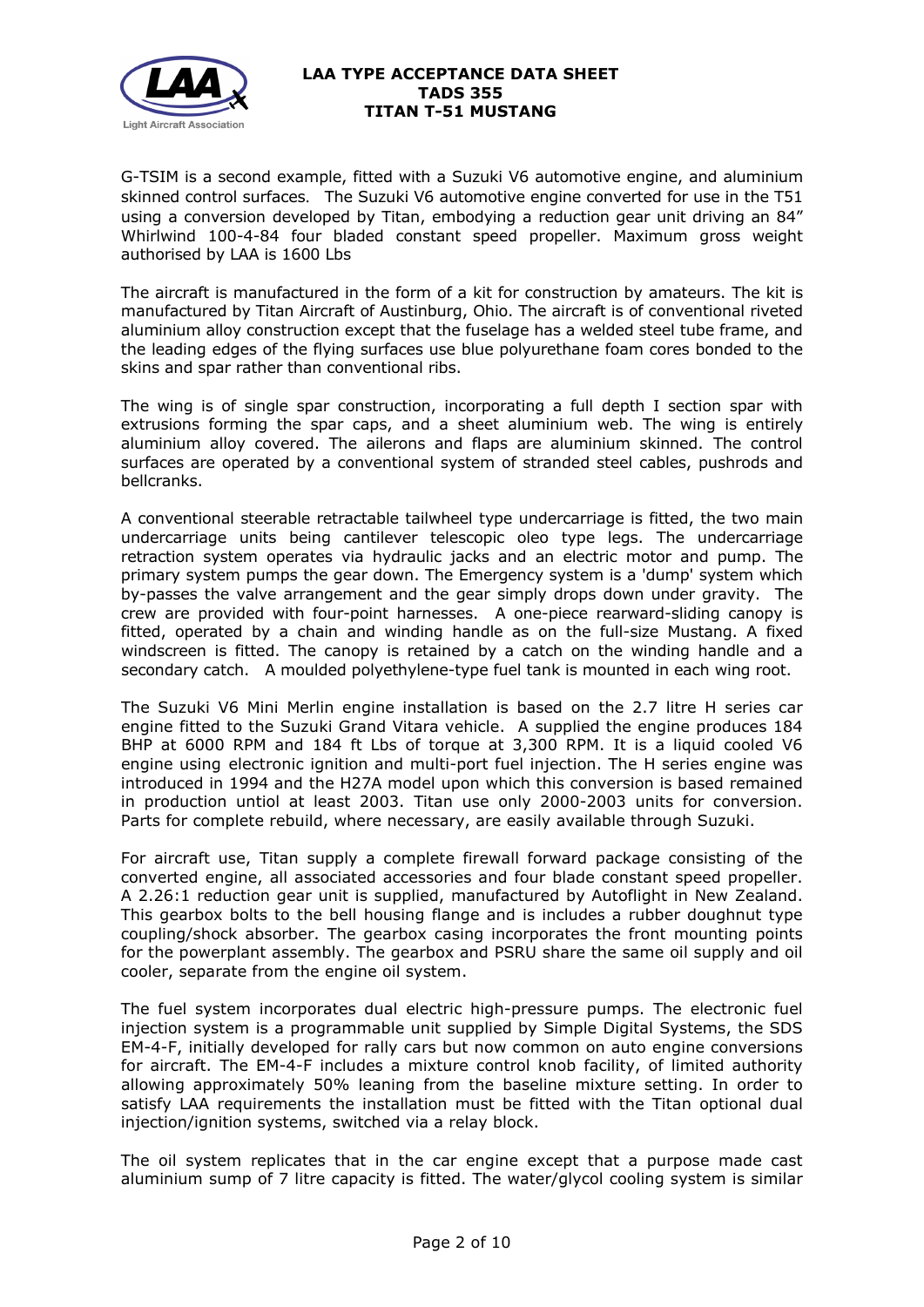G-TSIM is a second example, fitted with a Suzuki V6 automotive engine, and aluminium skinned control surfaces. The Suzuki V6 automotive engine converted for use in the T51 using a conversion developed by Titan, embodying a reduction gear unit driving an 84" Whirlwind 100-4-84 four bladed constant speed propeller. Maximum gross weight authorised by LAA is 1600 Lbs

The aircraft is manufactured in the form of a kit for construction by amateurs. The kit is manufactured by Titan Aircraft of Austinburg, Ohio. The aircraft is of conventional riveted aluminium alloy construction except that the fuselage has a welded steel tube frame, and the leading edges of the flying surfaces use blue polyurethane foam cores bonded to the skins and spar rather than conventional ribs.

The wing is of single spar construction, incorporating a full depth I section spar with extrusions forming the spar caps, and a sheet aluminium web. The wing is entirely aluminium alloy covered. The ailerons and flaps are aluminium skinned. The control surfaces are operated by a conventional system of stranded steel cables, pushrods and bellcranks.

A conventional steerable retractable tailwheel type undercarriage is fitted, the two main undercarriage units being cantilever telescopic oleo type legs. The undercarriage retraction system operates via hydraulic jacks and an electric motor and pump. The primary system pumps the gear down. The Emergency system is a 'dump' system which by-passes the valve arrangement and the gear simply drops down under gravity. The crew are provided with four-point harnesses. A one-piece rearward-sliding canopy is fitted, operated by a chain and winding handle as on the full-size Mustang. A fixed windscreen is fitted. The canopy is retained by a catch on the winding handle and a secondary catch. A moulded polyethylene-type fuel tank is mounted in each wing root.

The Suzuki V6 Mini Merlin engine installation is based on the 2.7 litre H series car engine fitted to the Suzuki Grand Vitara vehicle. A supplied the engine produces 184 BHP at 6000 RPM and 184 ft Lbs of torque at 3,300 RPM. It is a liquid cooled V6 engine using electronic ignition and multi-port fuel injection. The H series engine was introduced in 1994 and the H27A model upon which this conversion is based remained in production untiol at least 2003. Titan use only 2000-2003 units for conversion. Parts for complete rebuild, where necessary, are easily available through Suzuki.

For aircraft use, Titan supply a complete firewall forward package consisting of the converted engine, all associated accessories and four blade constant speed propeller. A 2.26:1 reduction gear unit is supplied, manufactured by Autoflight in New Zealand. This gearbox bolts to the bell housing flange and is includes a rubber doughnut type coupling/shock absorber. The gearbox casing incorporates the front mounting points for the powerplant assembly. The gearbox and PSRU share the same oil supply and oil cooler, separate from the engine oil system.

The fuel system incorporates dual electric high-pressure pumps. The electronic fuel injection system is a programmable unit supplied by Simple Digital Systems, the SDS EM-4-F, initially developed for rally cars but now common on auto engine conversions for aircraft. The EM-4-F includes a mixture control knob facility, of limited authority allowing approximately 50% leaning from the baseline mixture setting. In order to satisfy LAA requirements the installation must be fitted with the Titan optional dual injection/ignition systems, switched via a relay block.

The oil system replicates that in the car engine except that a purpose made cast aluminium sump of 7 litre capacity is fitted. The water/glycol cooling system is similar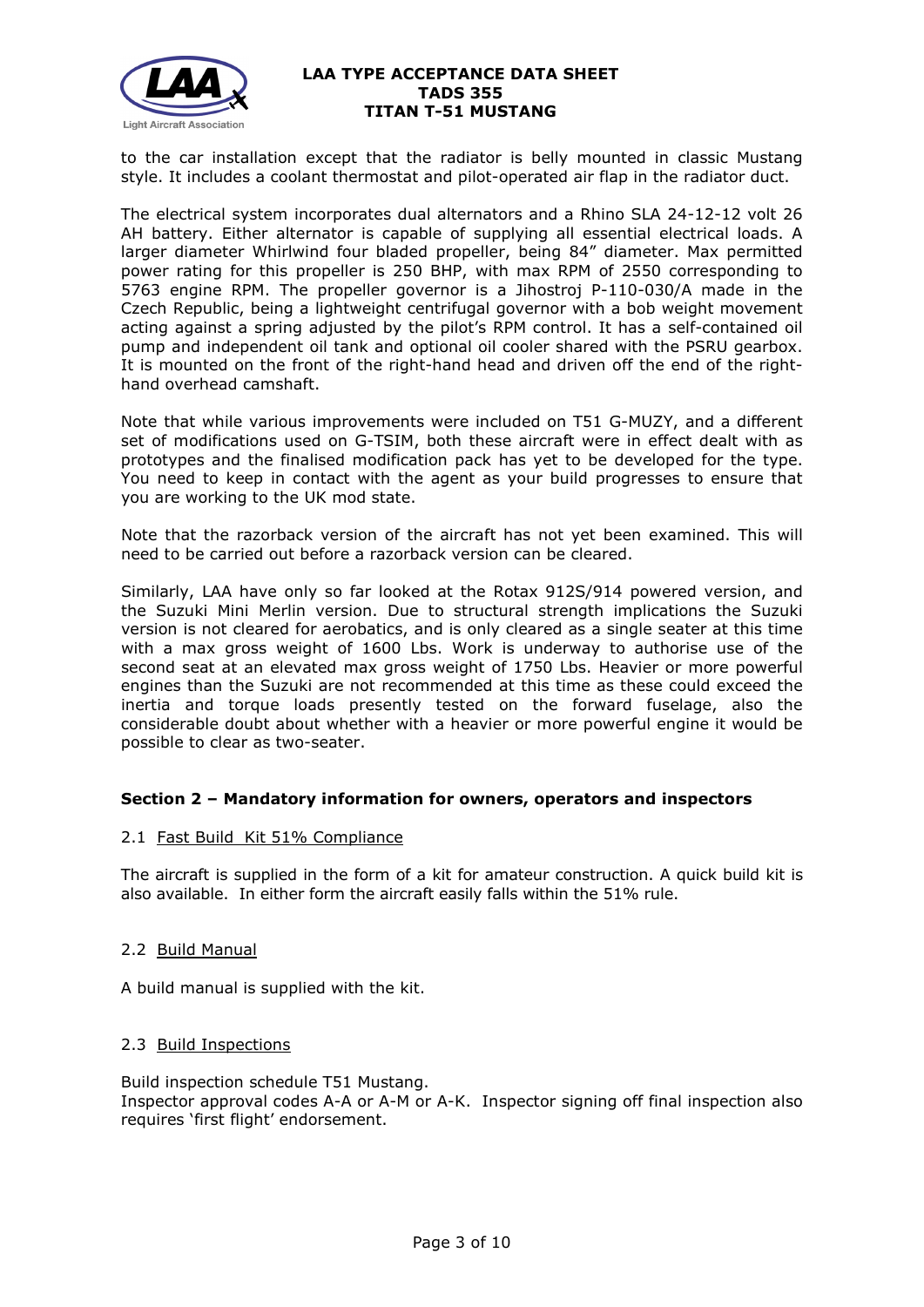to the car installation except that the radiator is belly mounted in classic Mustang style. It includes a coolant thermostat and pilot-operated air flap in the radiator duct.

The electrical system incorporates dual alternators and a Rhino SLA 24-12-12 volt 26 AH battery. Either alternator is capable of supplying all essential electrical loads. A larger diameter Whirlwind four bladed propeller, being 84" diameter. Max permitted power rating for this propeller is 250 BHP, with max RPM of 2550 corresponding to 5763 engine RPM. The propeller governor is a Jihostroj P-110-030/A made in the Czech Republic, being a lightweight centrifugal governor with a bob weight movement acting against a spring adjusted by the pilot's RPM control. It has a self-contained oil pump and independent oil tank and optional oil cooler shared with the PSRU gearbox. It is mounted on the front of the right-hand head and driven off the end of the right-hand overhead camshaft.

Note that while various improvements were included on T51 G-MUZY, and a different set of modifications used on G-TSIM, both these aircraft were in effect dealt with as prototypes and the finalised modification pack has yet to be developed for the type. You need to keep in contact with the agent as your build progresses to ensure that you are working to the UK mod state.

Note that the razorback version of the aircraft has not yet been examined. This will need to be carried out before a razorback version can be cleared.

Similarly, LAA have only so far looked at the Rotax 912S/914 powered version, and the Suzuki Mini Merlin version. Due to structural strength implications the Suzuki version is not cleared for aerobatics, and is only cleared as a single seater at this time with a max gross weight of 1600 Lbs. Work is underway to authorise use of the second seat at an elevated max gross weight of 1750 Lbs. Heavier or more powerful engines than the Suzuki are not recommended at this time as these could exceed the inertia and torque loads presently tested on the forward fuselage, also the considerable doubt about whether with a heavier or more powerful engine it would be possible to clear as two-seater.

## Section 2 – Mandatory information for owners, operators and inspectors

### 2.1 Fast Build Kit 51% Compliance

The aircraft is supplied in the form of a kit for amateur construction. A quick build kit is also available. In either form the aircraft easily falls within the 51% rule.

### 2.2 Build Manual

A build manual is supplied with the kit.

### 2.3 Build Inspections

Build inspection schedule T51 Mustang.
Inspector approval codes A-A or A-M or A-K. Inspector signing off final inspection also requires 'first flight' endorsement.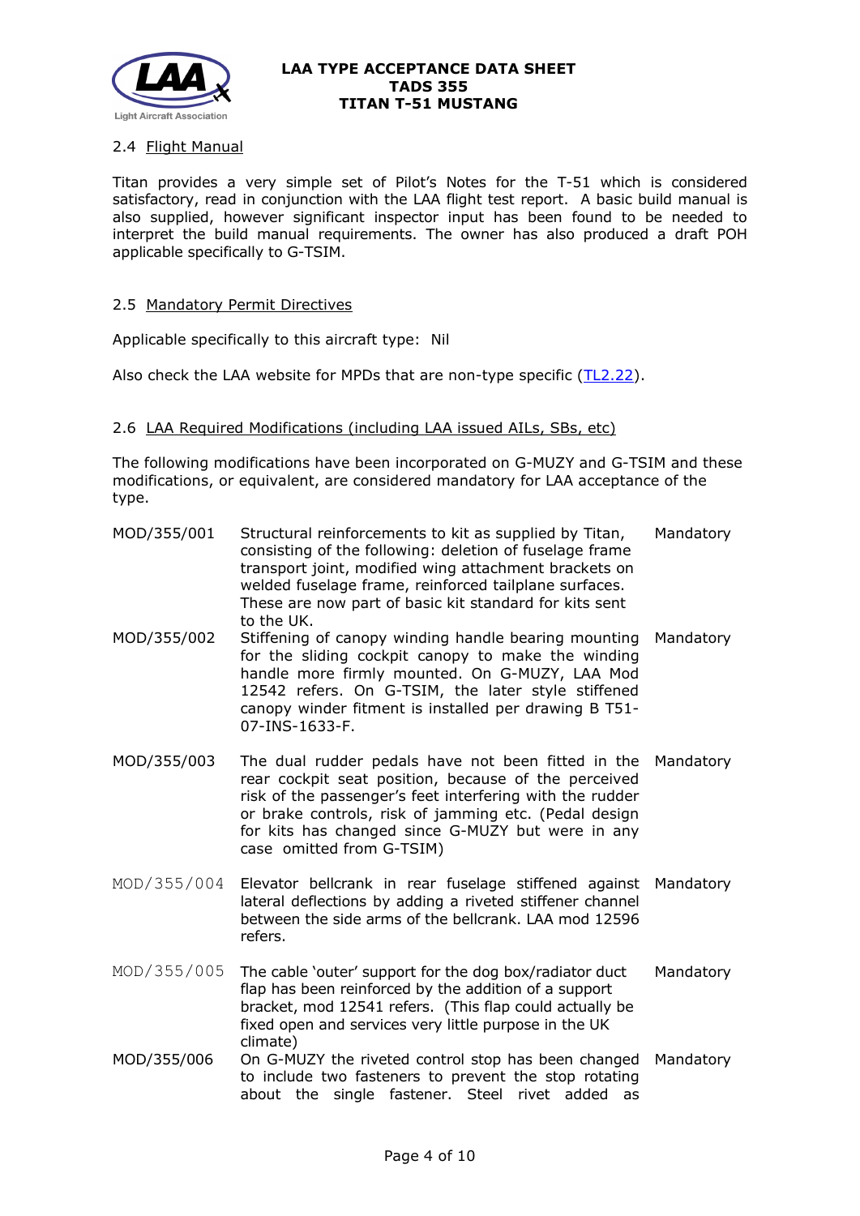2.4 Flight Manual

Titan provides a very simple set of Pilot's Notes for the T-51 which is considered satisfactory, read in conjunction with the LAA flight test report. A basic build manual is also supplied, however significant inspector input has been found to be needed to interpret the build manual requirements. The owner has also produced a draft POH applicable specifically to G-TSIM.

2.5 Mandatory Permit Directives

Applicable specifically to this aircraft type: Nil

Also check the LAA website for MPDs that are non-type specific (TL2.22).

2.6 LAA Required Modifications (including LAA issued AILs, SBs, etc)

The following modifications have been incorporated on G-MUZY and G-TSIM and these modifications, or equivalent, are considered mandatory for LAA acceptance of the type.

| | | |
|---|---|---|
| MOD/355/001 | Structural reinforcements to kit as supplied by Titan, consisting of the following: deletion of fuselage frame transport joint, modified wing attachment brackets on welded fuselage frame, reinforced tailplane surfaces. These are now part of basic kit standard for kits sent to the UK. | Mandatory |
| MOD/355/002 | Stiffening of canopy winding handle bearing mounting for the sliding cockpit canopy to make the winding handle more firmly mounted. On G-MUZY, LAA Mod 12542 refers. On G-TSIM, the later style stiffened canopy winder fitment is installed per drawing B T51-07-INS-1633-F. | Mandatory |
| MOD/355/003 | The dual rudder pedals have not been fitted in the rear cockpit seat position, because of the perceived risk of the passenger's feet interfering with the rudder or brake controls, risk of jamming etc. (Pedal design for kits has changed since G-MUZY but were in any case omitted from G-TSIM) | Mandatory |
| MOD/355/004 | Elevator bellcrank in rear fuselage stiffened against lateral deflections by adding a riveted stiffener channel between the side arms of the bellcrank. LAA mod 12596 refers. | Mandatory |
| MOD/355/005 | The cable 'outer' support for the dog box/radiator duct flap has been reinforced by the addition of a support bracket, mod 12541 refers. (This flap could actually be fixed open and services very little purpose in the UK climate) | Mandatory |
| MOD/355/006 | On G-MUZY the riveted control stop has been changed to include two fasteners to prevent the stop rotating about the single fastener. Steel rivet added as | Mandatory |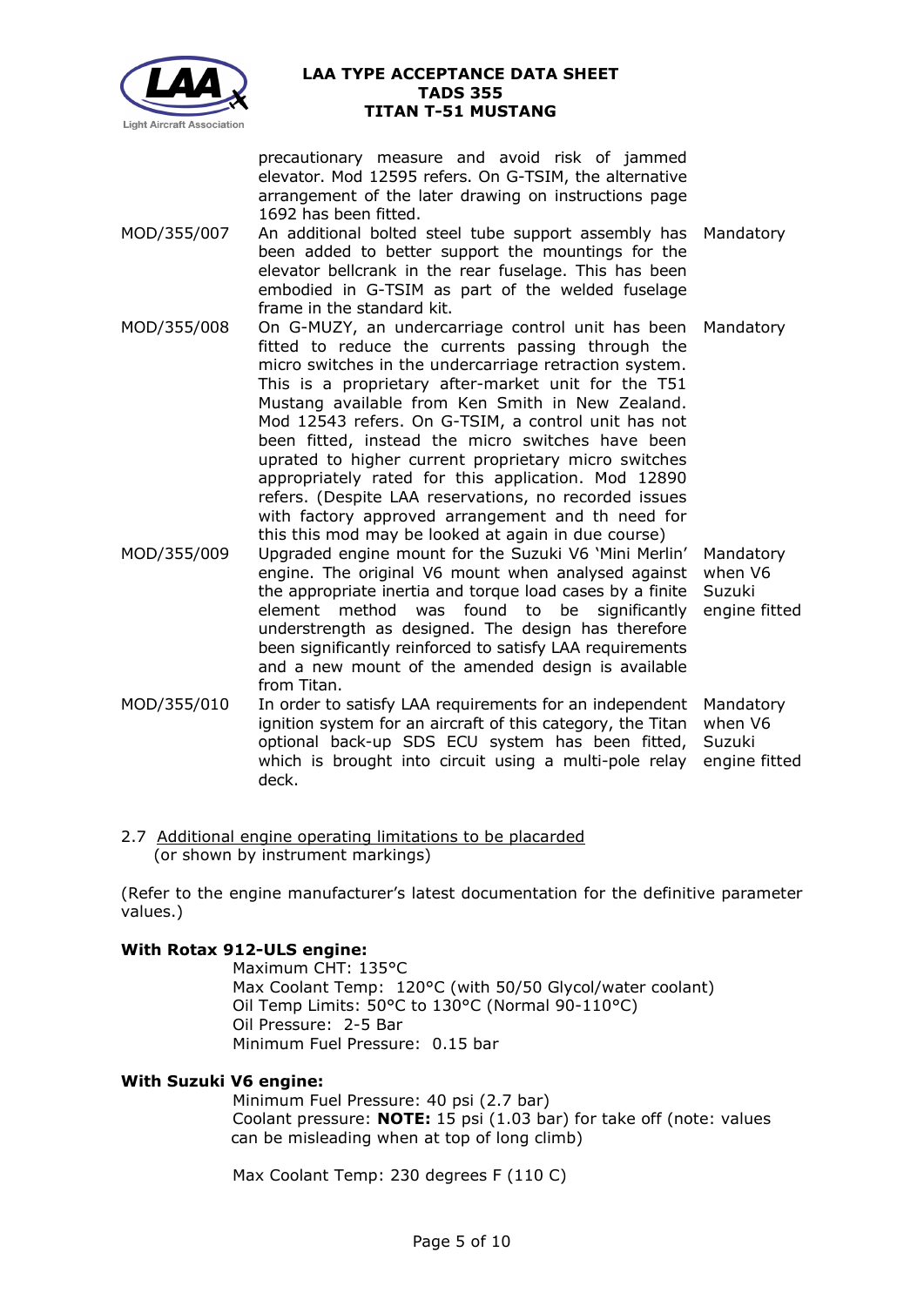| | | |
|---|---|---|
| | precautionary measure and avoid risk of jammed elevator. Mod 12595 refers. On G-TSIM, the alternative arrangement of the later drawing on instructions page 1692 has been fitted. | |
| MOD/355/007 | An additional bolted steel tube support assembly has been added to better support the mountings for the elevator bellcrank in the rear fuselage. This has been embodied in G-TSIM as part of the welded fuselage frame in the standard kit. | Mandatory |
| MOD/355/008 | On G-MUZY, an undercarriage control unit has been fitted to reduce the currents passing through the micro switches in the undercarriage retraction system. This is a proprietary after-market unit for the T51 Mustang available from Ken Smith in New Zealand. Mod 12543 refers. On G-TSIM, a control unit has not been fitted, instead the micro switches have been uprated to higher current proprietary micro switches appropriately rated for this application. Mod 12890 refers. (Despite LAA reservations, no recorded issues with factory approved arrangement and th need for this this mod may be looked at again in due course) | Mandatory |
| MOD/355/009 | Upgraded engine mount for the Suzuki V6 'Mini Merlin' engine. The original V6 mount when analysed against the appropriate inertia and torque load cases by a finite element method was found to be significantly understrength as designed. The design has therefore been significantly reinforced to satisfy LAA requirements and a new mount of the amended design is available from Titan. | Mandatory when V6 engine fitted |
| MOD/355/010 | In order to satisfy LAA requirements for an independent ignition system for an aircraft of this category, the Titan optional back-up SDS ECU system has been fitted, which is brought into circuit using a multi-pole relay deck. | Mandatory when V6 Suzuki engine fitted |

2.7 Additional engine operating limitations to be placarded (or shown by instrument markings)

(Refer to the engine manufacturer's latest documentation for the definitive parameter values.)

**With Rotax 912-ULS engine:**

Maximum CHT: 135°C
Max Coolant Temp: 120°C (with 50/50 Glycol/water coolant)
Oil Temp Limits: 50°C to 130°C (Normal 90-110°C)
Oil Pressure: 2-5 Bar
Minimum Fuel Pressure: 0.15 bar

**With Suzuki V6 engine:**

Minimum Fuel Pressure: 40 psi (2.7 bar)
Coolant pressure: **NOTE:** 15 psi (1.03 bar) for take off (note: values can be misleading when at top of long climb)

Max Coolant Temp: 230 degrees F (110 C)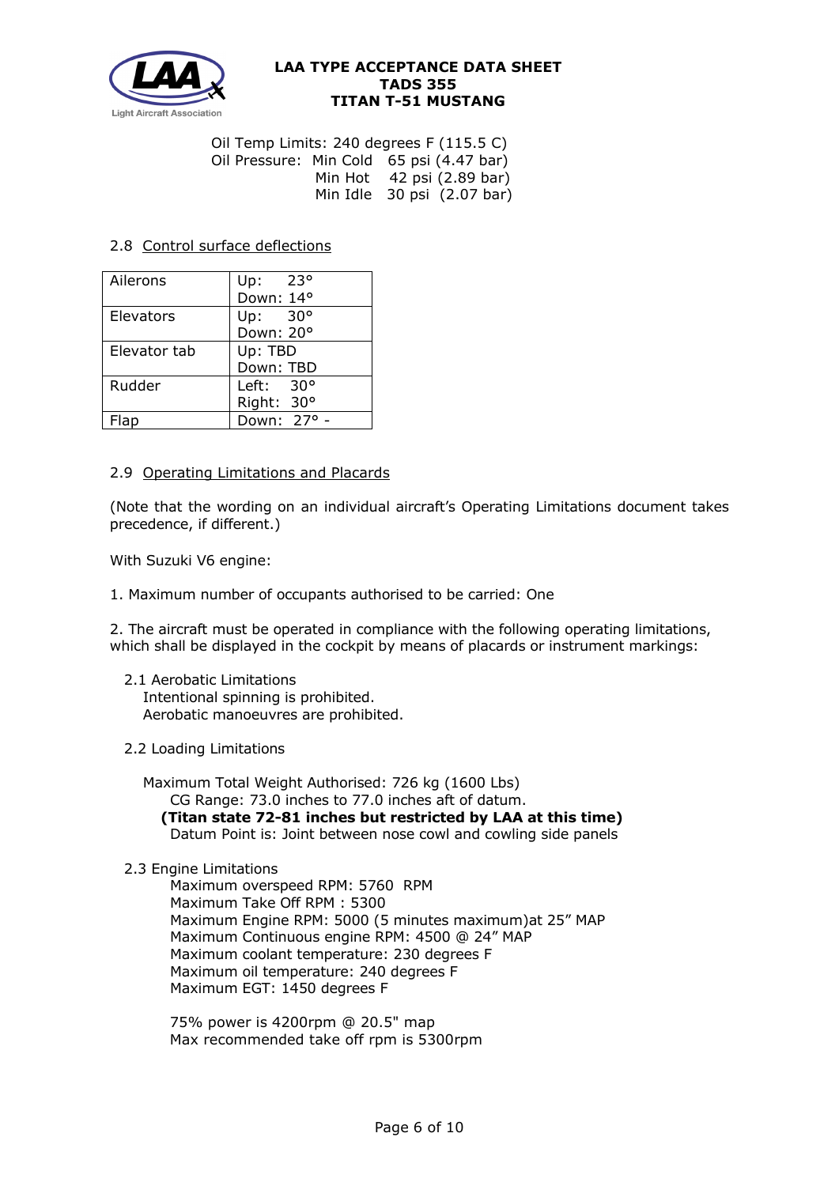Oil Temp Limits: 240 degrees F (115.5 C)
Oil Pressure: Min Cold 65 psi (4.47 bar)
Min Hot 42 psi (2.89 bar)
Min Idle 30 psi (2.07 bar)

2.8 Control surface deflections

| | |
|---|---|
| Ailerons | Up: 23°<br>Down: 14° |
| Elevators | Up: 30°<br>Down: 20° |
| Elevator tab | Up: TBD<br>Down: TBD |
| Rudder | Left: 30°<br>Right: 30° |
| Flap | Down: 27° - |

2.9 Operating Limitations and Placards

(Note that the wording on an individual aircraft's Operating Limitations document takes precedence, if different.)

With Suzuki V6 engine:

1. Maximum number of occupants authorised to be carried: One

2. The aircraft must be operated in compliance with the following operating limitations, which shall be displayed in the cockpit by means of placards or instrument markings:

2.1 Aerobatic Limitations
Intentional spinning is prohibited.
Aerobatic manoeuvres are prohibited.

2.2 Loading Limitations

Maximum Total Weight Authorised: 726 kg (1600 Lbs)
CG Range: 73.0 inches to 77.0 inches aft of datum.
**(Titan state 72-81 inches but restricted by LAA at this time)**
Datum Point is: Joint between nose cowl and cowling side panels

2.3 Engine Limitations
Maximum overspeed RPM: 5760 RPM
Maximum Take Off RPM : 5300
Maximum Engine RPM: 5000 (5 minutes maximum)at 25" MAP
Maximum Continuous engine RPM: 4500 @ 24" MAP
Maximum coolant temperature: 230 degrees F
Maximum oil temperature: 240 degrees F
Maximum EGT: 1450 degrees F

75% power is 4200rpm @ 20.5" map
Max recommended take off rpm is 5300rpm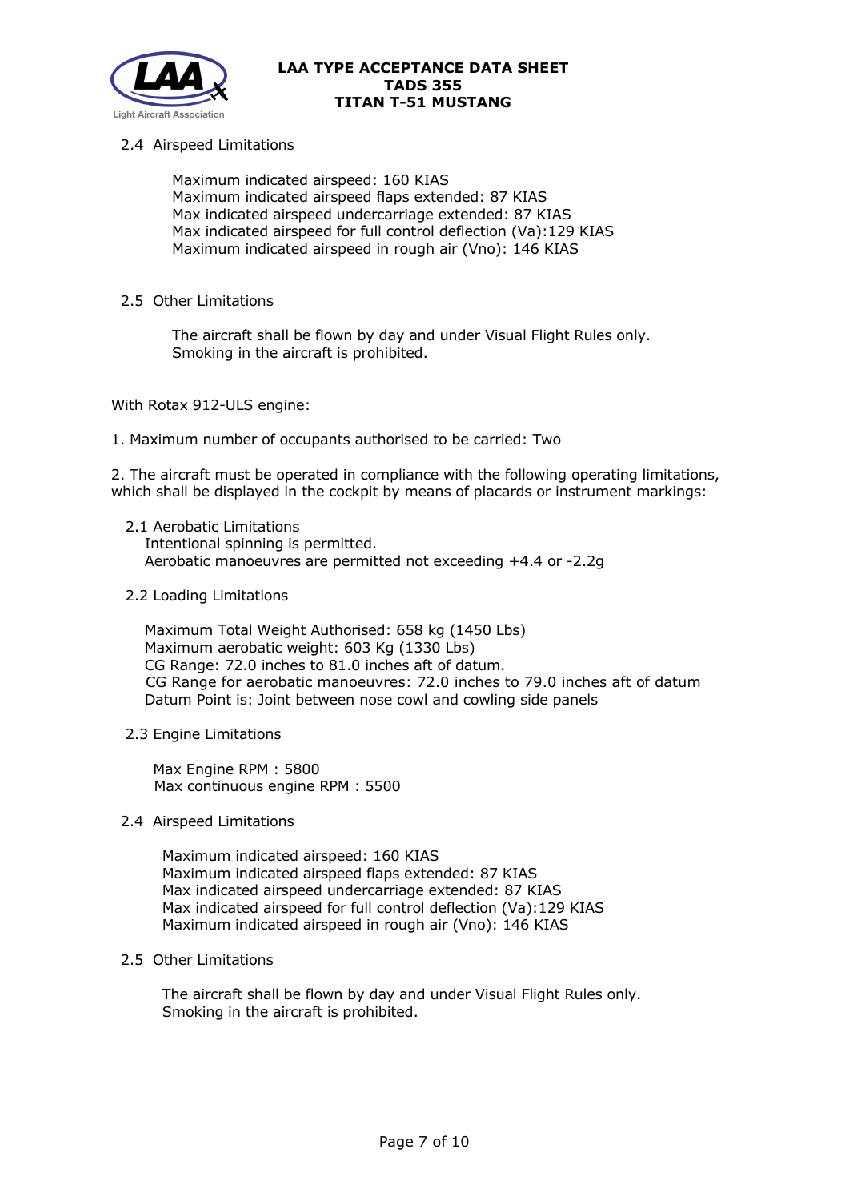2.4 Airspeed Limitations

Maximum indicated airspeed: 160 KIAS
Maximum indicated airspeed flaps extended: 87 KIAS
Max indicated airspeed undercarriage extended: 87 KIAS
Max indicated airspeed for full control deflection (Va):129 KIAS
Maximum indicated airspeed in rough air (Vno): 146 KIAS

2.5 Other Limitations

The aircraft shall be flown by day and under Visual Flight Rules only.
Smoking in the aircraft is prohibited.

With Rotax 912-ULS engine:

1. Maximum number of occupants authorised to be carried: Two

2. The aircraft must be operated in compliance with the following operating limitations, which shall be displayed in the cockpit by means of placards or instrument markings:

2.1 Aerobatic Limitations
Intentional spinning is permitted.
Aerobatic manoeuvres are permitted not exceeding +4.4 or -2.2g

2.2 Loading Limitations

Maximum Total Weight Authorised: 658 kg (1450 Lbs)
Maximum aerobatic weight: 603 Kg (1330 Lbs)
CG Range: 72.0 inches to 81.0 inches aft of datum.
CG Range for aerobatic manoeuvres: 72.0 inches to 79.0 inches aft of datum
Datum Point is: Joint between nose cowl and cowling side panels

2.3 Engine Limitations

Max Engine RPM : 5800
Max continuous engine RPM : 5500

2.4 Airspeed Limitations

Maximum indicated airspeed: 160 KIAS
Maximum indicated airspeed flaps extended: 87 KIAS
Max indicated airspeed undercarriage extended: 87 KIAS
Max indicated airspeed for full control deflection (Va):129 KIAS
Maximum indicated airspeed in rough air (Vno): 146 KIAS

2.5 Other Limitations

The aircraft shall be flown by day and under Visual Flight Rules only.
Smoking in the aircraft is prohibited.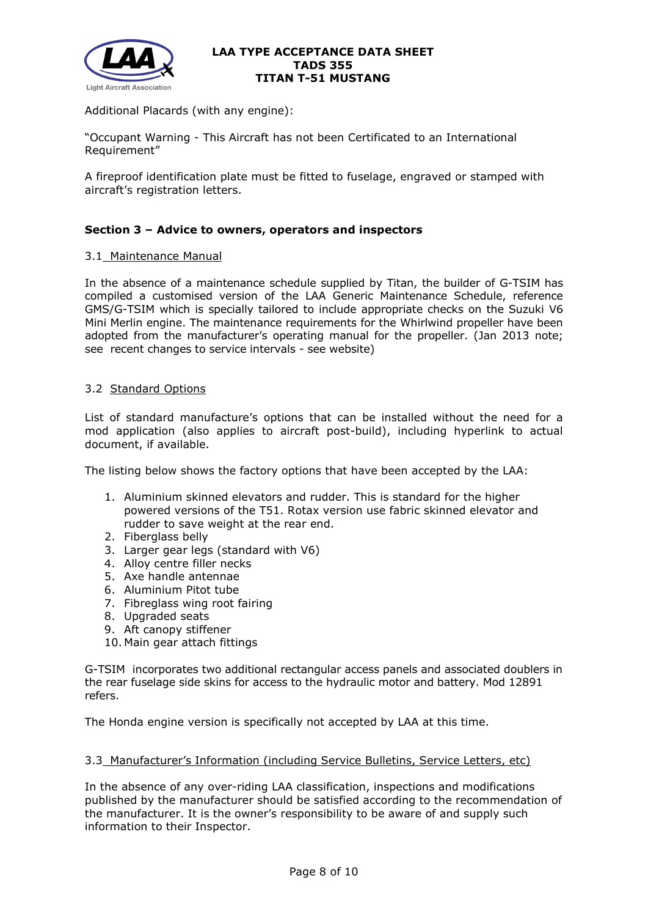Additional Placards (with any engine):

"Occupant Warning - This Aircraft has not been Certificated to an International Requirement"

A fireproof identification plate must be fitted to fuselage, engraved or stamped with aircraft's registration letters.

## Section 3 – Advice to owners, operators and inspectors

### 3.1 Maintenance Manual

In the absence of a maintenance schedule supplied by Titan, the builder of G-TSIM has compiled a customised version of the LAA Generic Maintenance Schedule, reference GMS/G-TSIM which is specially tailored to include appropriate checks on the Suzuki V6 Mini Merlin engine. The maintenance requirements for the Whirlwind propeller have been adopted from the manufacturer's operating manual for the propeller. (Jan 2013 note; see recent changes to service intervals - see website)

### 3.2 Standard Options

List of standard manufacture's options that can be installed without the need for a mod application (also applies to aircraft post-build), including hyperlink to actual document, if available.

The listing below shows the factory options that have been accepted by the LAA:

1. Aluminium skinned elevators and rudder. This is standard for the higher powered versions of the T51. Rotax version use fabric skinned elevator and rudder to save weight at the rear end.
2. Fiberglass belly
3. Larger gear legs (standard with V6)
4. Alloy centre filler necks
5. Axe handle antennae
6. Aluminium Pitot tube
7. Fibreglass wing root fairing
8. Upgraded seats
9. Aft canopy stiffener
10. Main gear attach fittings

G-TSIM incorporates two additional rectangular access panels and associated doublers in the rear fuselage side skins for access to the hydraulic motor and battery. Mod 12891 refers.

The Honda engine version is specifically not accepted by LAA at this time.

### 3.3 Manufacturer's Information (including Service Bulletins, Service Letters, etc)

In the absence of any over-riding LAA classification, inspections and modifications published by the manufacturer should be satisfied according to the recommendation of the manufacturer. It is the owner's responsibility to be aware of and supply such information to their Inspector.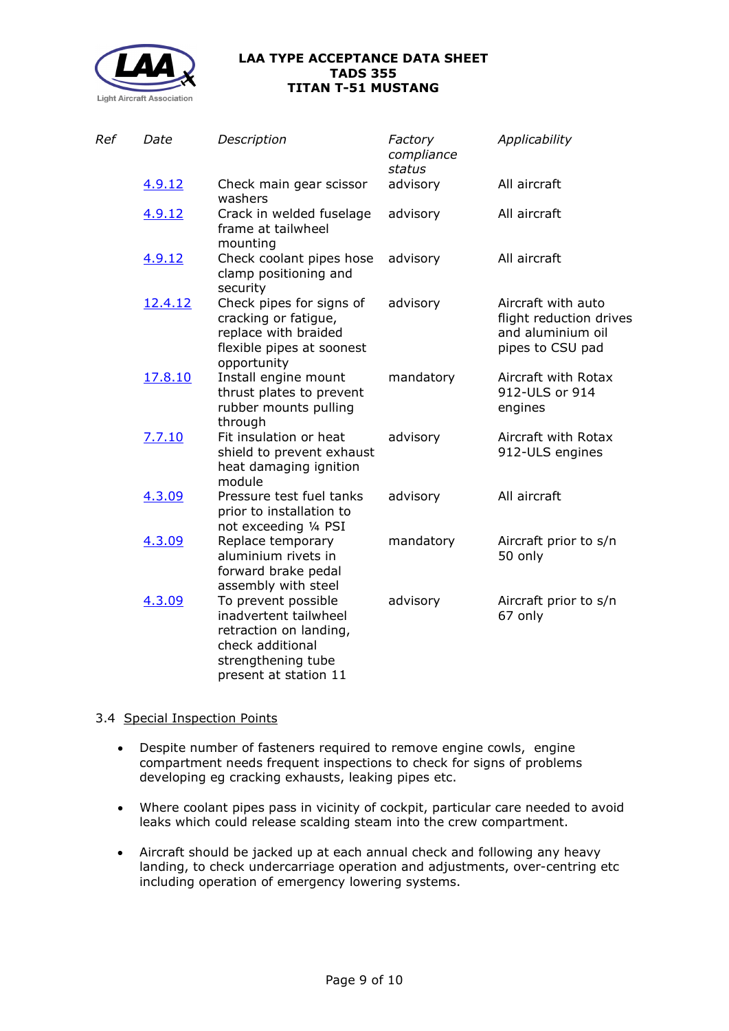| Ref | Date | Description | Factory compliance status | Applicability |
|---|---|---|---|---|
| | 4.9.12 | Check main gear scissor washers | advisory | All aircraft |
| | 4.9.12 | Crack in welded fuselage frame at tailwheel mounting | advisory | All aircraft |
| | 4.9.12 | Check coolant pipes hose clamp positioning and security | advisory | All aircraft |
| | 12.4.12 | Check pipes for signs of cracking or fatigue, replace with braided flexible pipes at soonest opportunity | advisory | Aircraft with auto flight reduction drives and aluminium oil pipes to CSU pad |
| | 17.8.10 | Install engine mount thrust plates to prevent rubber mounts pulling through | mandatory | Aircraft with Rotax 912-ULS or 914 engines |
| | 7.7.10 | Fit insulation or heat shield to prevent exhaust heat damaging ignition module | advisory | Aircraft with Rotax 912-ULS engines |
| | 4.3.09 | Pressure test fuel tanks prior to installation to not exceeding ¼ PSI | advisory | All aircraft |
| | 4.3.09 | Replace temporary aluminium rivets in forward brake pedal assembly with steel | mandatory | Aircraft prior to s/n 50 only |
| | 4.3.09 | To prevent possible inadvertent tailwheel retraction on landing, check additional strengthening tube present at station 11 | advisory | Aircraft prior to s/n 67 only |

### 3.4 Special Inspection Points

- Despite number of fasteners required to remove engine cowls, engine compartment needs frequent inspections to check for signs of problems developing eg cracking exhausts, leaking pipes etc.
- Where coolant pipes pass in vicinity of cockpit, particular care needed to avoid leaks which could release scalding steam into the crew compartment.
- Aircraft should be jacked up at each annual check and following any heavy landing, to check undercarriage operation and adjustments, over-centring etc including operation of emergency lowering systems.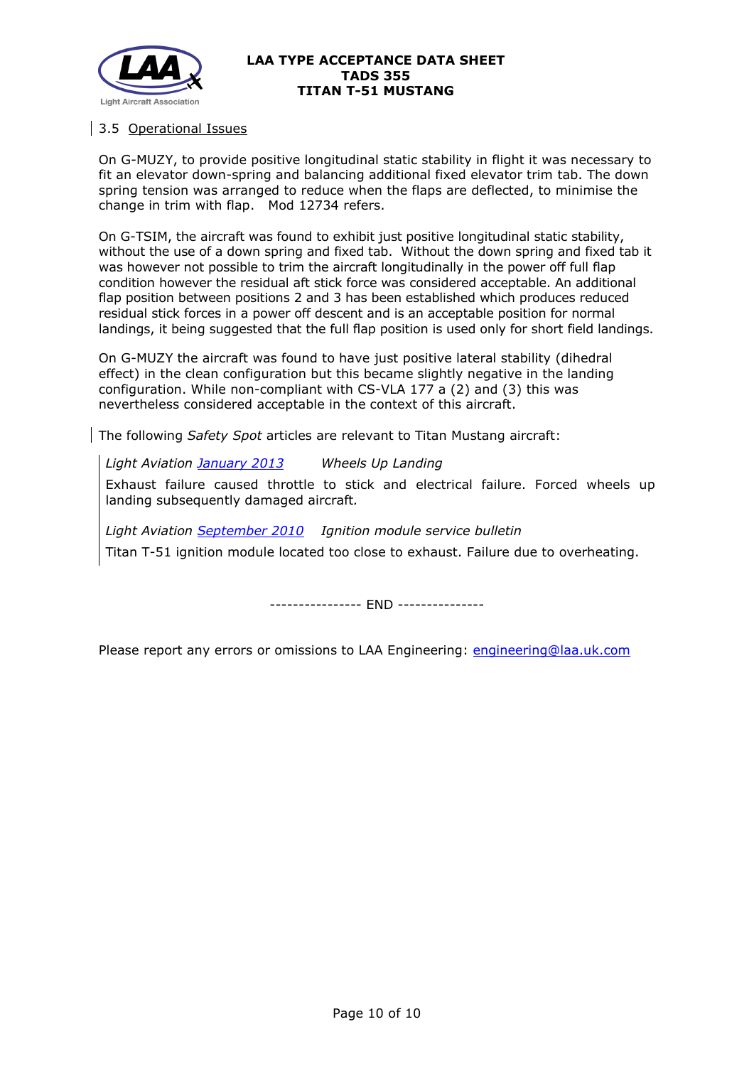### 3.5 Operational Issues

On G-MUZY, to provide positive longitudinal static stability in flight it was necessary to fit an elevator down-spring and balancing additional fixed elevator trim tab. The down spring tension was arranged to reduce when the flaps are deflected, to minimise the change in trim with flap. Mod 12734 refers.

On G-TSIM, the aircraft was found to exhibit just positive longitudinal static stability, without the use of a down spring and fixed tab. Without the down spring and fixed tab it was however not possible to trim the aircraft longitudinally in the power off full flap condition however the residual aft stick force was considered acceptable. An additional flap position between positions 2 and 3 has been established which produces reduced residual stick forces in a power off descent and is an acceptable position for normal landings, it being suggested that the full flap position is used only for short field landings.

On G-MUZY the aircraft was found to have just positive lateral stability (dihedral effect) in the clean configuration but this became slightly negative in the landing configuration. While non-compliant with CS-VLA 177 a (2) and (3) this was nevertheless considered acceptable in the context of this aircraft.

The following *Safety Spot* articles are relevant to Titan Mustang aircraft:

*Light Aviation* [January 2013] *Wheels Up Landing*

Exhaust failure caused throttle to stick and electrical failure. Forced wheels up landing subsequently damaged aircraft.

*Light Aviation* [September 2010] *Ignition module service bulletin*

Titan T-51 ignition module located too close to exhaust. Failure due to overheating.

---------------- END ---------------

Please report any errors or omissions to LAA Engineering: engineering@laa.uk.com